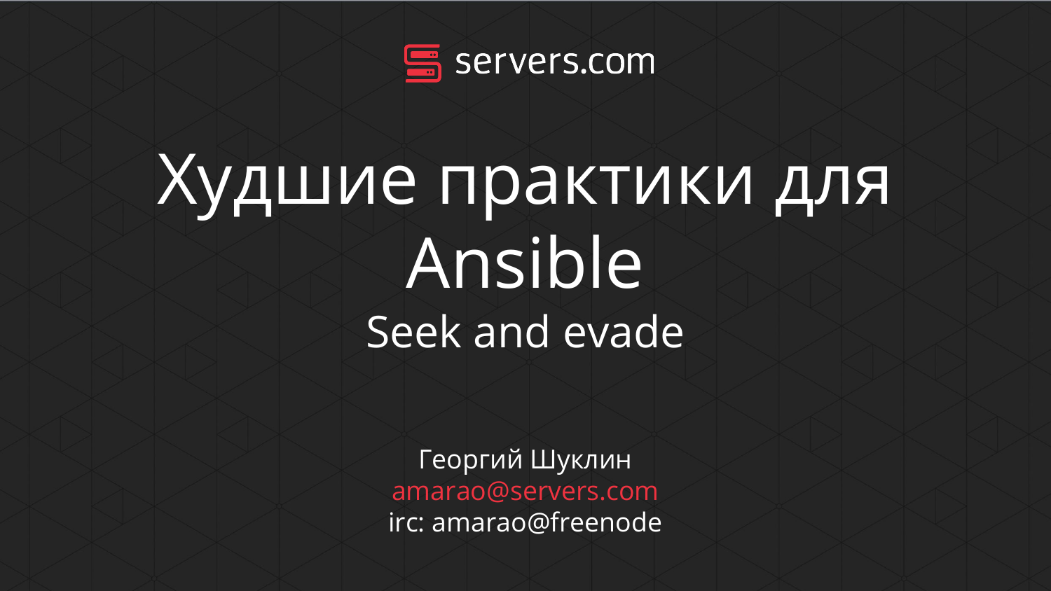servers.com

# Худшие практики для Ansible

## Seek and evade

Георгий Шуклин
amarao@servers.com
irc: amarao@freenode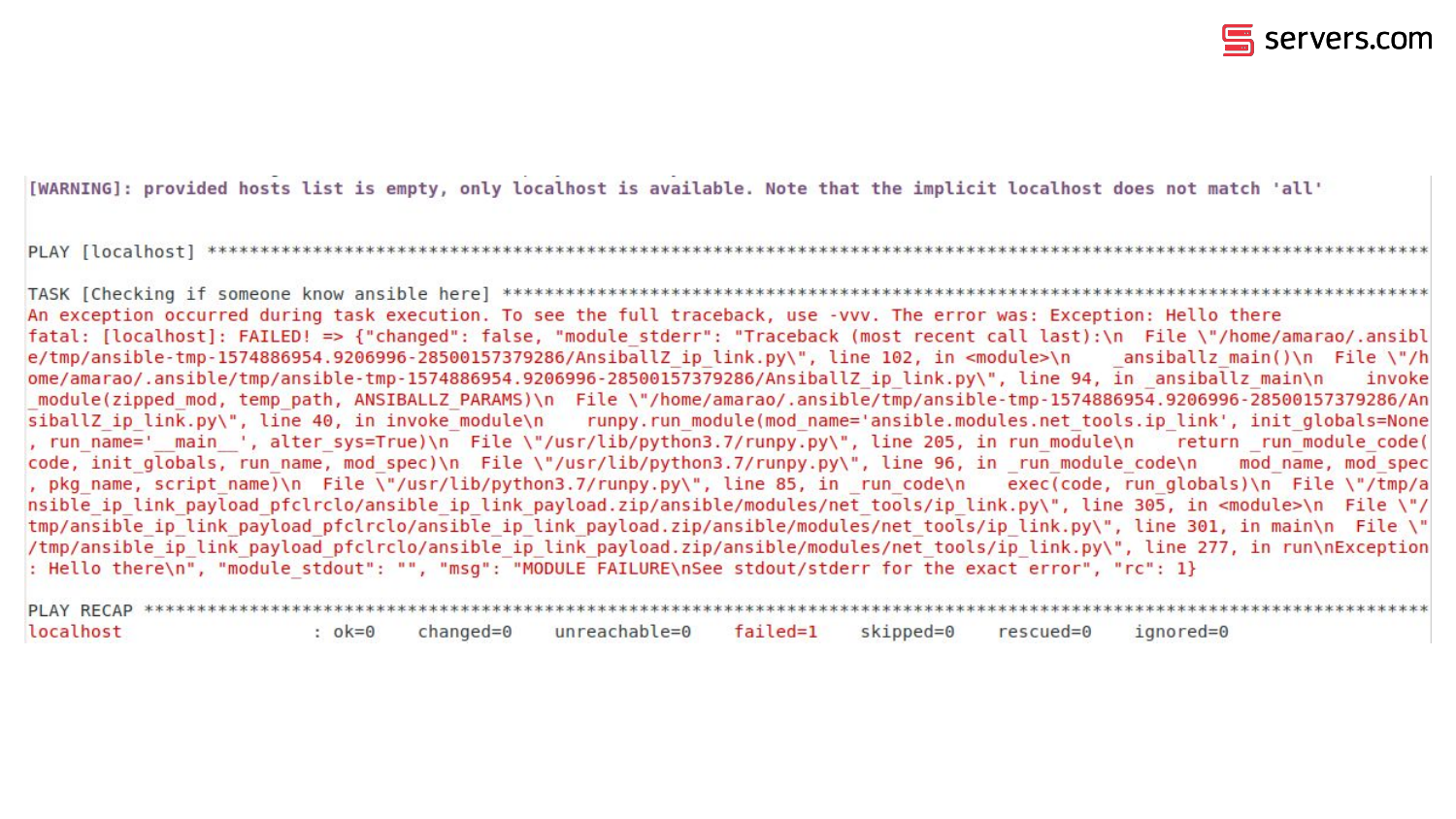```
[WARNING]: provided hosts list is empty, only localhost is available. Note that the implicit localhost does not match 'all'

PLAY [localhost] ***************************************************************************************************************

TASK [Checking if someone know ansible here] ***********************************************************************************
An exception occurred during task execution. To see the full traceback, use -vvv. The error was: Exception: Hello there
fatal: [localhost]: FAILED! => {"changed": false, "module_stderr": "Traceback (most recent call last):\n  File \"/home/amarao/.ansible/tmp/ansible-tmp-1574886954.9206996-28500157379286/AnsiballZ_ip_link.py\", line 102, in <module>\n    _ansiballz_main()\n  File \"/home/amarao/.ansible/tmp/ansible-tmp-1574886954.9206996-28500157379286/AnsiballZ_ip_link.py\", line 94, in _ansiballz_main\n    invoke_module(zipped_mod, temp_path, ANSIBALLZ_PARAMS)\n  File \"/home/amarao/.ansible/tmp/ansible-tmp-1574886954.9206996-28500157379286/AnsiballZ_ip_link.py\", line 40, in invoke_module\n    runpy.run_module(mod_name='ansible.modules.net_tools.ip_link', init_globals=None, run_name='__main__', alter_sys=True)\n  File \"/usr/lib/python3.7/runpy.py\", line 205, in run_module\n    return _run_module_code(code, init_globals, run_name, mod_spec)\n  File \"/usr/lib/python3.7/runpy.py\", line 96, in _run_module_code\n    mod_name, mod_spec, pkg_name, script_name)\n  File \"/usr/lib/python3.7/runpy.py\", line 85, in _run_code\n    exec(code, run_globals)\n  File \"/tmp/ansible_ip_link_payload_pfclrclo/ansible_ip_link_payload.zip/ansible/modules/net_tools/ip_link.py\", line 305, in <module>\n  File \"/tmp/ansible_ip_link_payload_pfclrclo/ansible_ip_link_payload.zip/ansible/modules/net_tools/ip_link.py\", line 301, in main\n  File \"/tmp/ansible_ip_link_payload_pfclrclo/ansible_ip_link_payload.zip/ansible/modules/net_tools/ip_link.py\", line 277, in run\nException: Hello there\n", "module_stdout": "", "msg": "MODULE FAILURE\nSee stdout/stderr for the exact error", "rc": 1}

PLAY RECAP *********************************************************************************************************************
localhost                  : ok=0    changed=0    unreachable=0    failed=1    skipped=0    rescued=0    ignored=0
```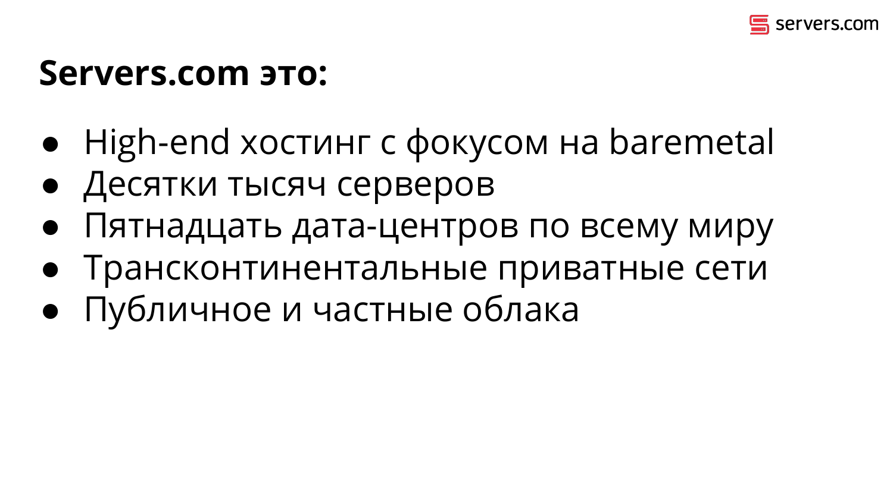# Servers.com это:

- High-end хостинг с фокусом на baremetal
- Десятки тысяч серверов
- Пятнадцать дата-центров по всему миру
- Трансконтинентальные приватные сети
- Публичное и частные облака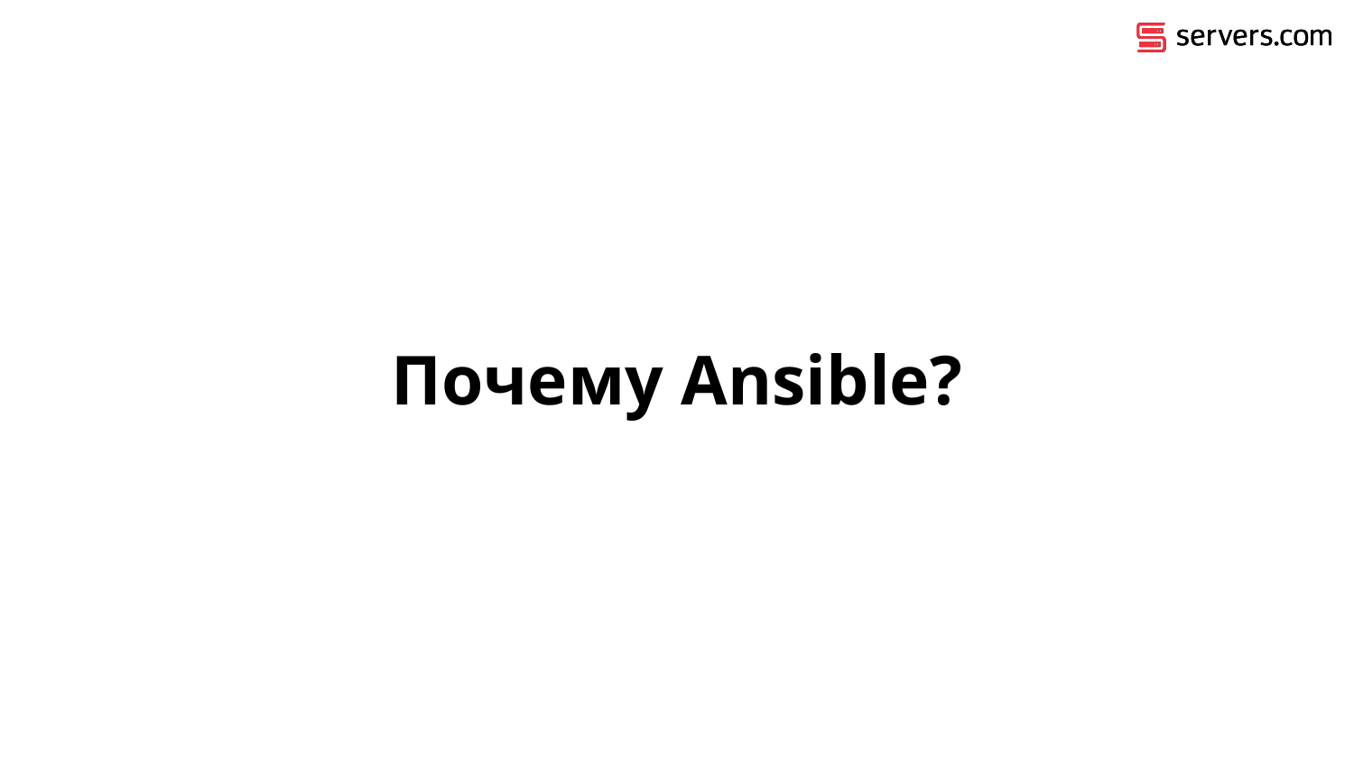# Почему Ansible?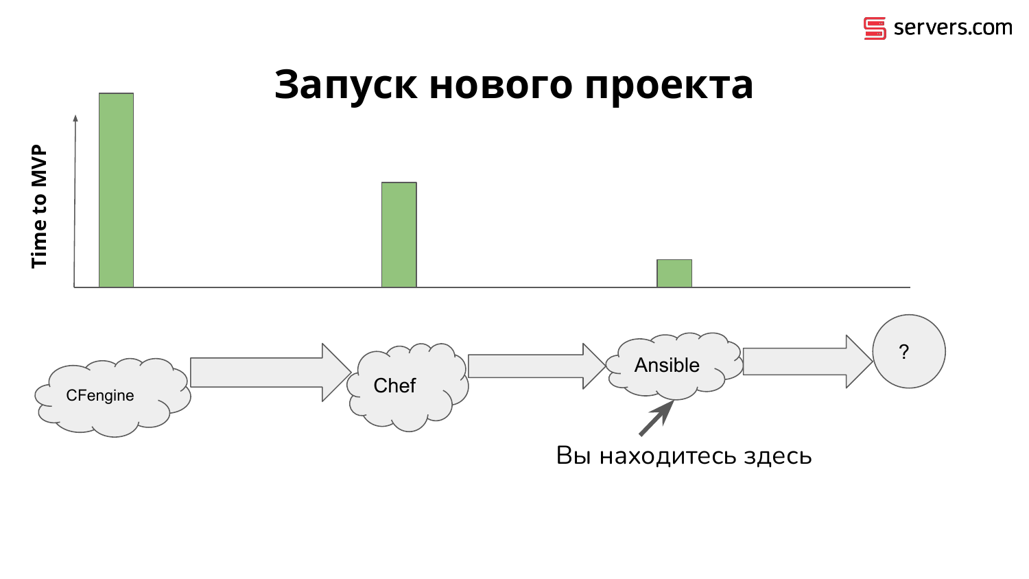# Запуск нового проекта

Time to MVP

CFengine → Chef → Ansible → ?

Вы находитесь здесь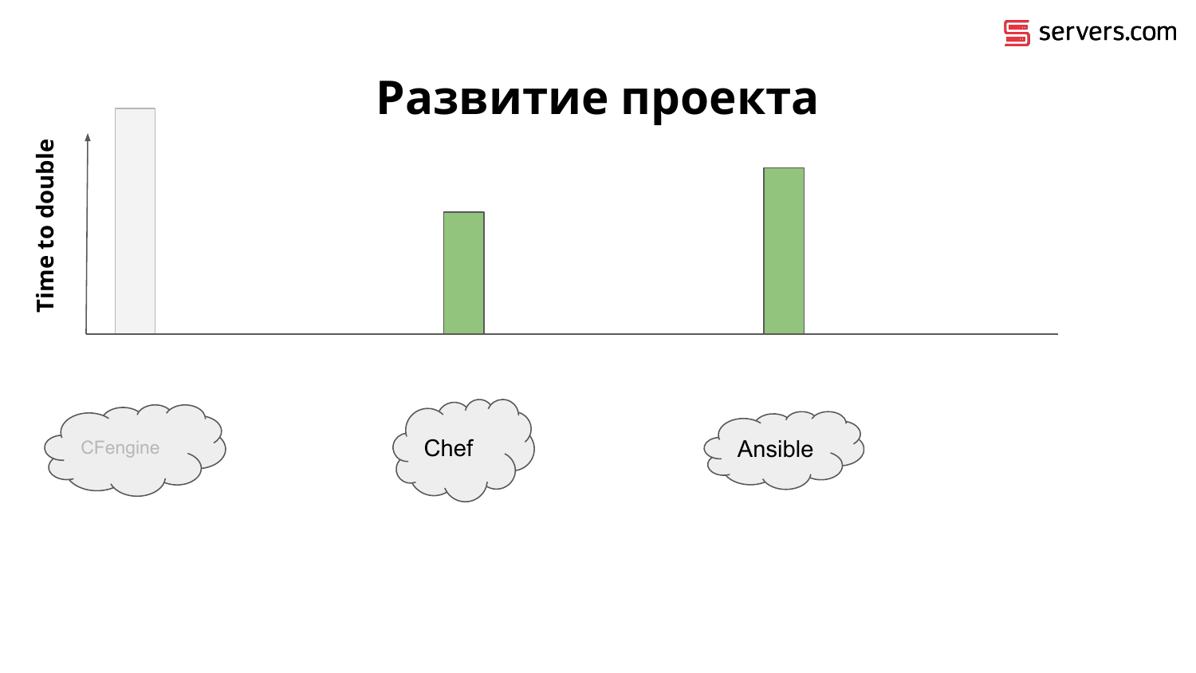# Развитие проекта

Time to double

CFengine

Chef

Ansible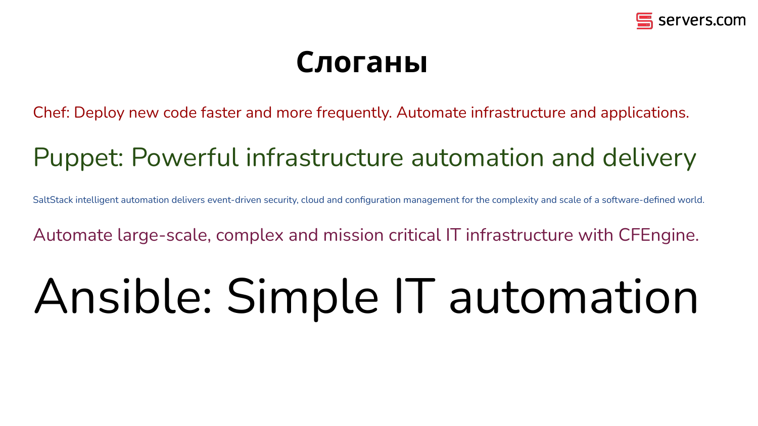# Слоганы

Chef: Deploy new code faster and more frequently. Automate infrastructure and applications.

Puppet: Powerful infrastructure automation and delivery

SaltStack intelligent automation delivers event-driven security, cloud and configuration management for the complexity and scale of a software-defined world.

Automate large-scale, complex and mission critical IT infrastructure with CFEngine.

Ansible: Simple IT automation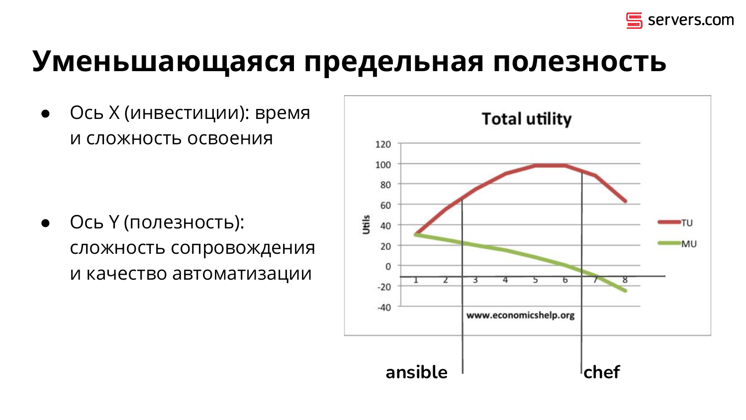# Уменьшающаяся предельная полезность

- Ось X (инвестиции): время и сложность освоения
- Ось Y (полезность): сложность сопровождения и качество автоматизации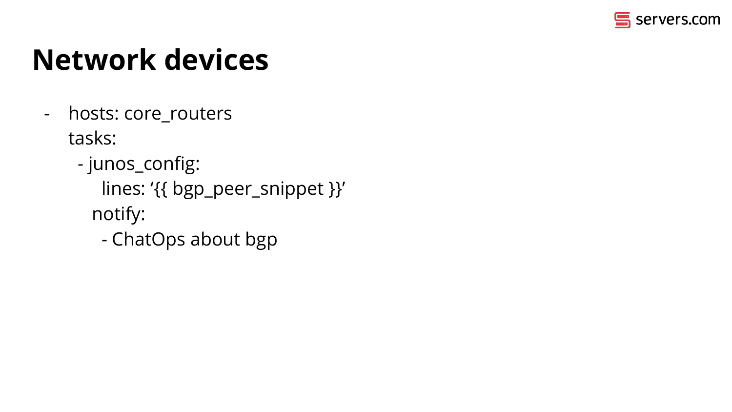# Network devices

```
- hosts: core_routers
  tasks:
   - junos_config:
       lines: '{{ bgp_peer_snippet }}'
     notify:
       - ChatOps about bgp
```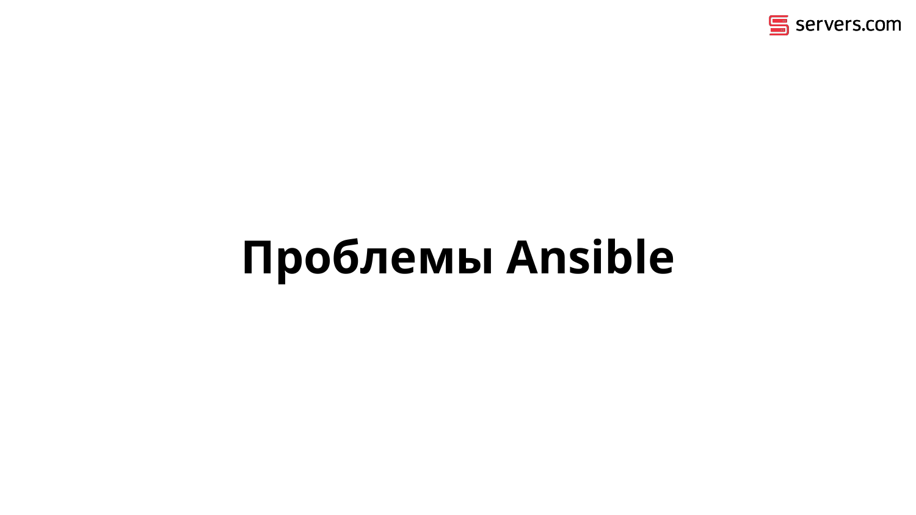# Проблемы Ansible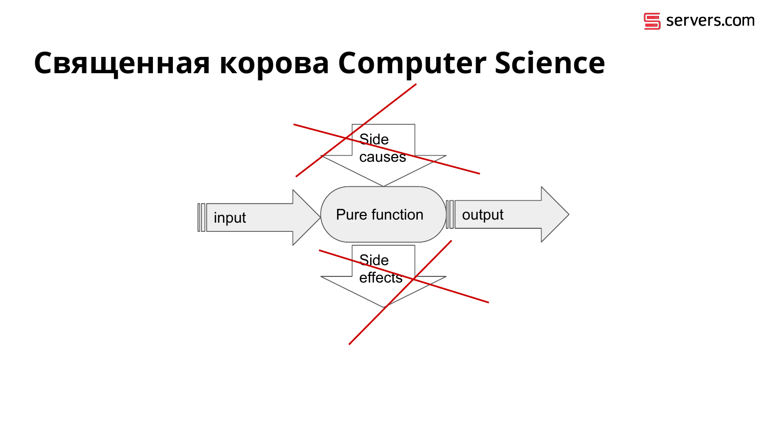# Священная корова Computer Science

Side causes

input

Pure function

output

Side effects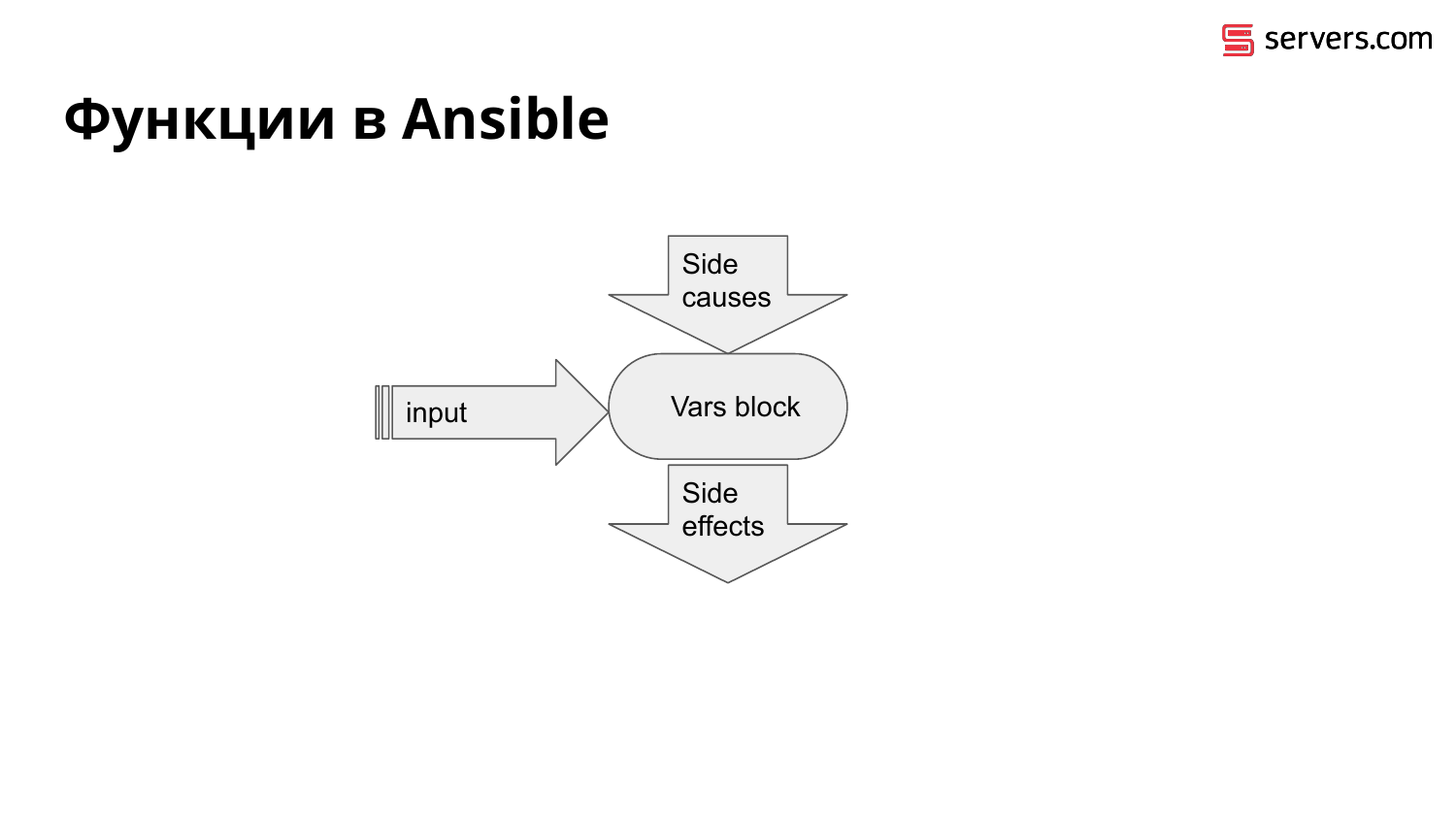# Функции в Ansible

Side causes

input

Vars block

Side effects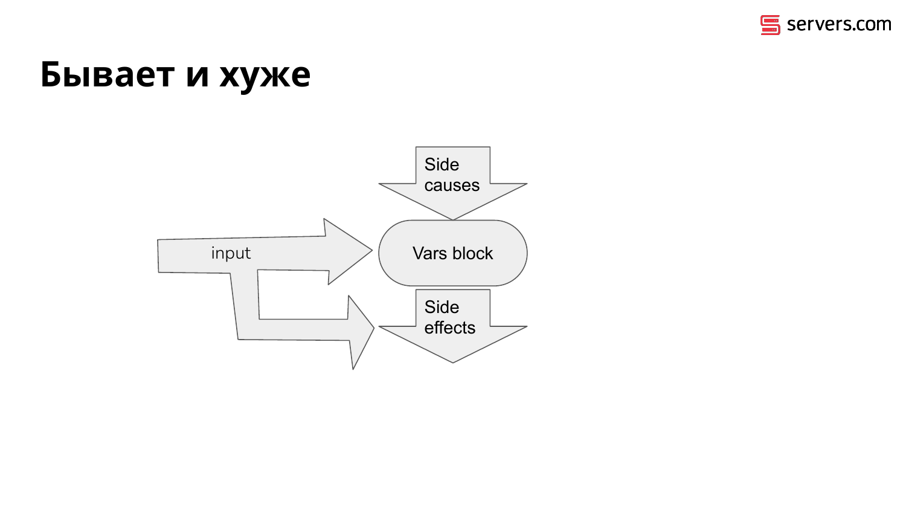# Бывает и хуже

Side causes

input

Vars block

Side effects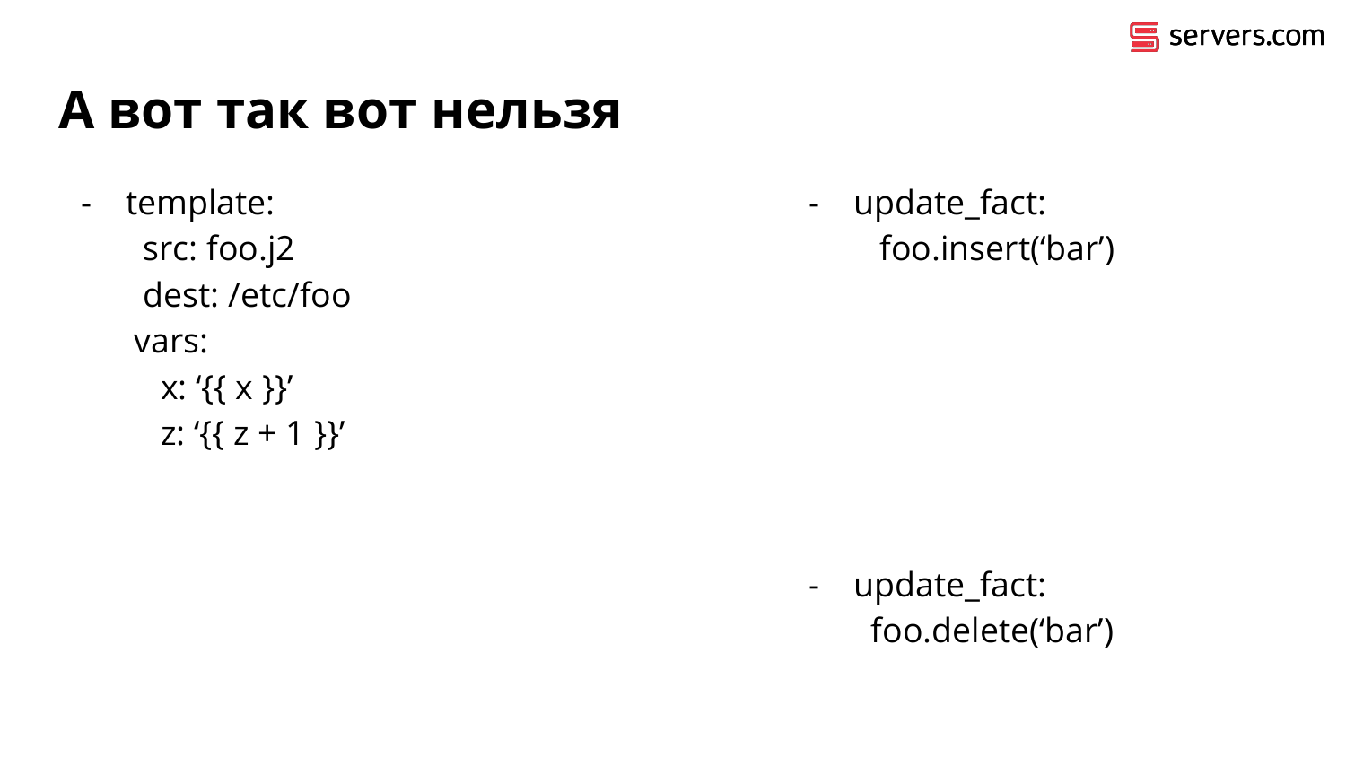# А вот так вот нельзя

```
- template:
    src: foo.j2
    dest: /etc/foo
  vars:
    x: ‘{{ x }}’
    z: ‘{{ z + 1 }}’
```

```
- update_fact:
    foo.insert(‘bar’)
```

```
- update_fact:
    foo.delete(‘bar’)
```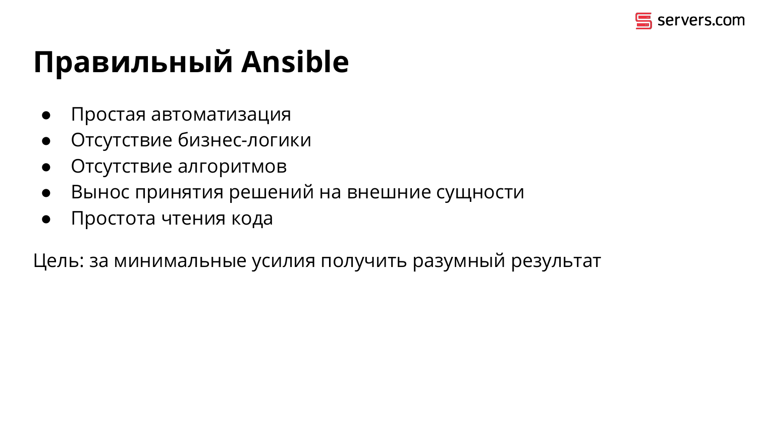# Правильный Ansible

- Простая автоматизация
- Отсутствие бизнес-логики
- Отсутствие алгоритмов
- Вынос принятия решений на внешние сущности
- Простота чтения кода

Цель: за минимальные усилия получить разумный результат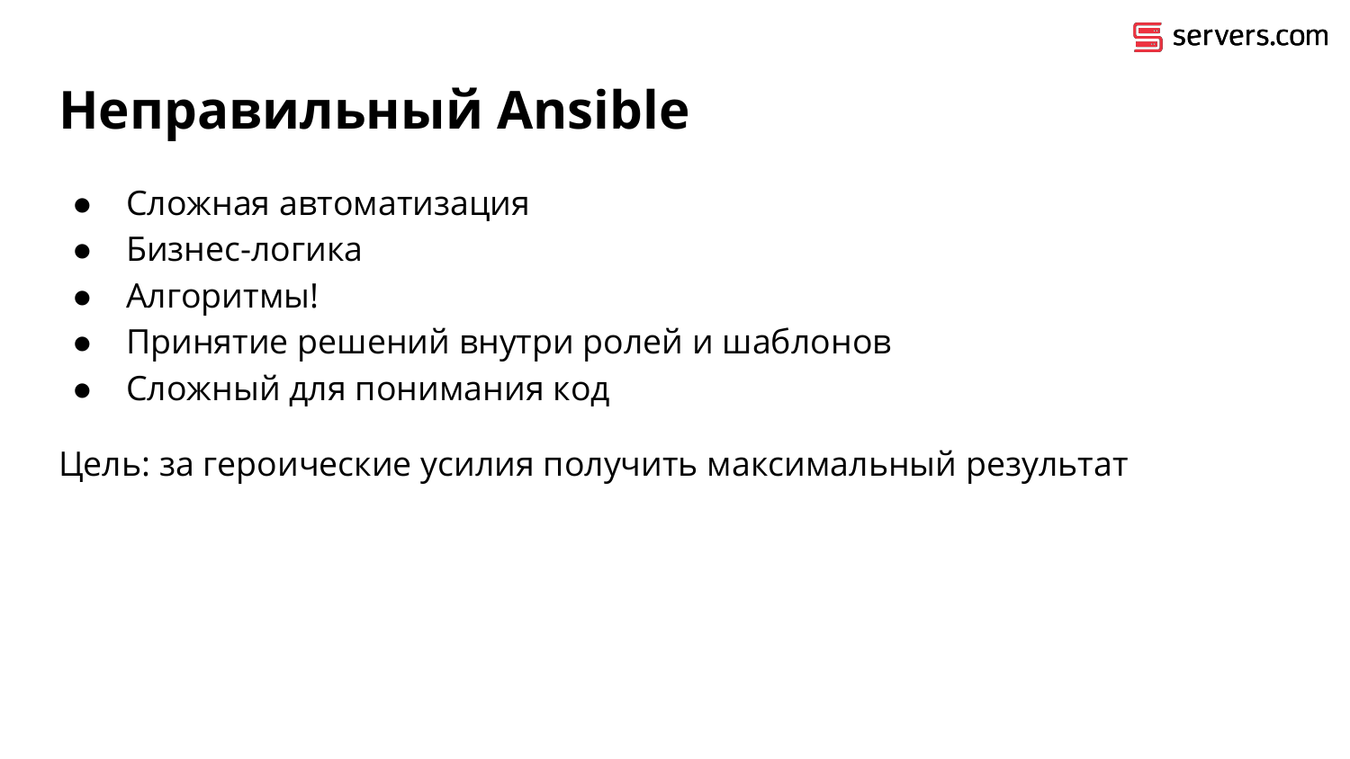# Неправильный Ansible

- Сложная автоматизация
- Бизнес-логика
- Алгоритмы!
- Принятие решений внутри ролей и шаблонов
- Сложный для понимания код

Цель: за героические усилия получить максимальный результат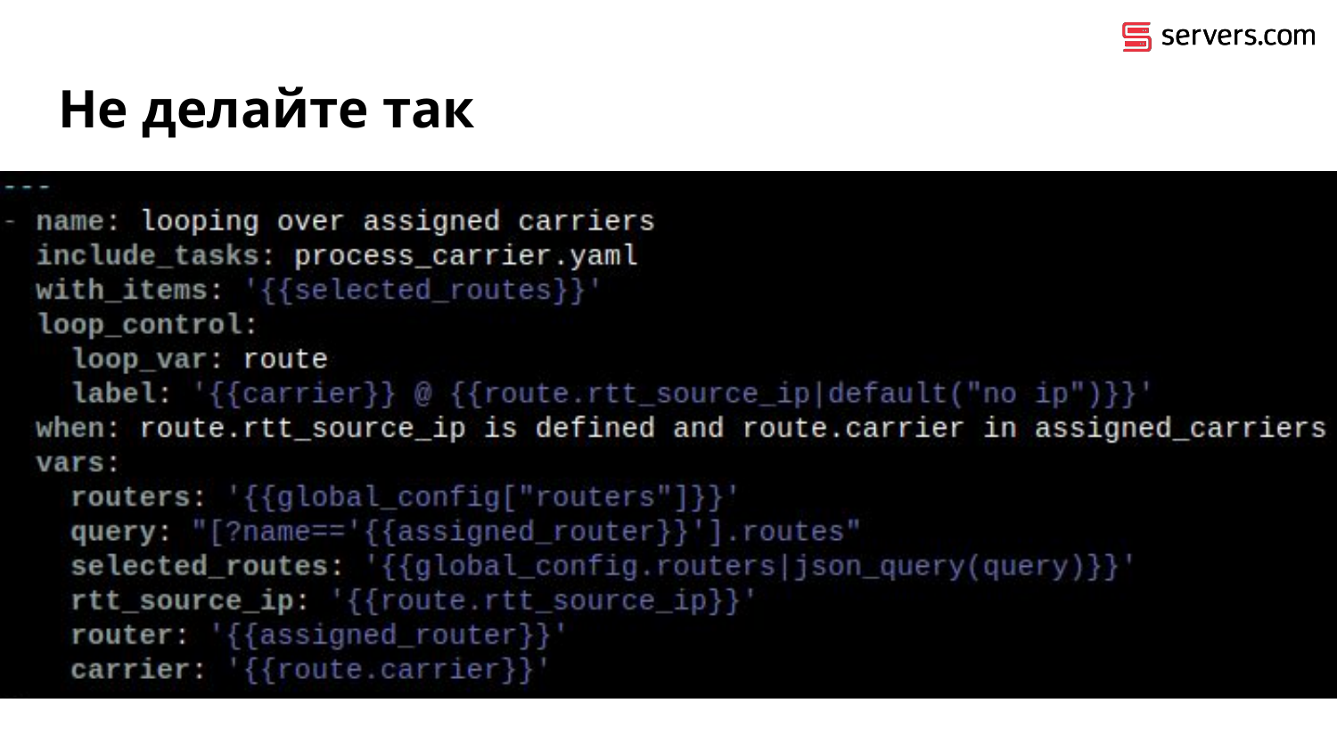# Не делайте так

```yaml
---
- name: looping over assigned carriers
  include_tasks: process_carrier.yaml
  with_items: '{{selected_routes}}'
  loop_control:
    loop_var: route
    label: '{{carrier}} @ {{route.rtt_source_ip|default("no ip")}}'
  when: route.rtt_source_ip is defined and route.carrier in assigned_carriers
  vars:
    routers: '{{global_config["routers"]}}'
    query: "[?name=='{{assigned_router}}'].routes"
    selected_routes: '{{global_config.routers|json_query(query)}}'
    rtt_source_ip: '{{route.rtt_source_ip}}'
    router: '{{assigned_router}}'
    carrier: '{{route.carrier}}'
```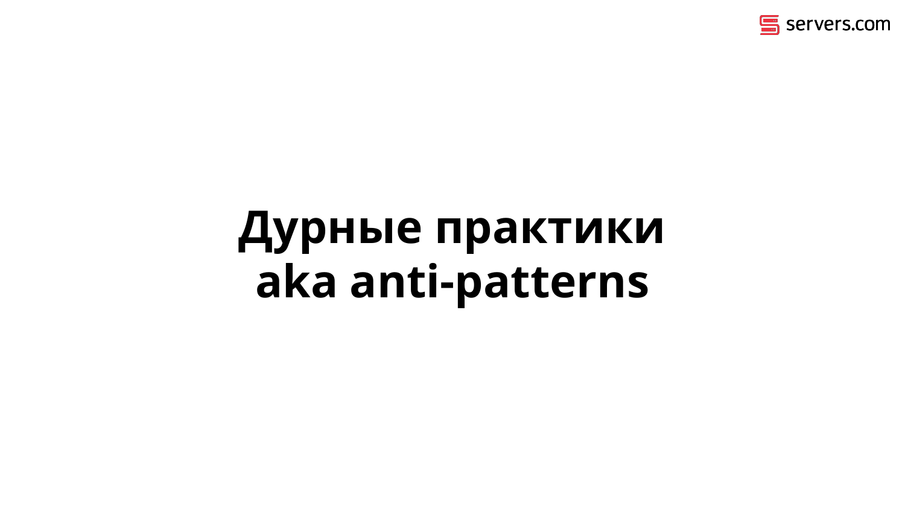# Дурные практики aka anti-patterns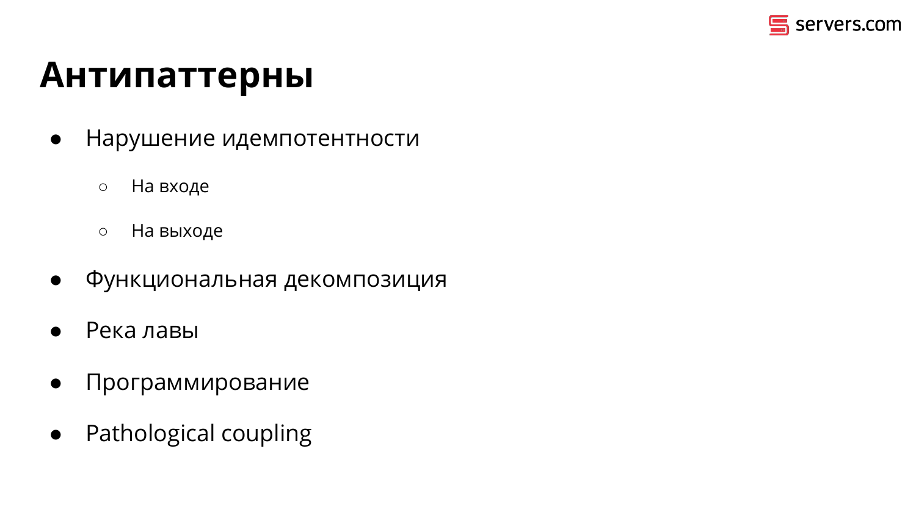# Антипаттерны

- Нарушение идемпотентности
  - На входе
  - На выходе
- Функциональная декомпозиция
- Река лавы
- Программирование
- Pathological coupling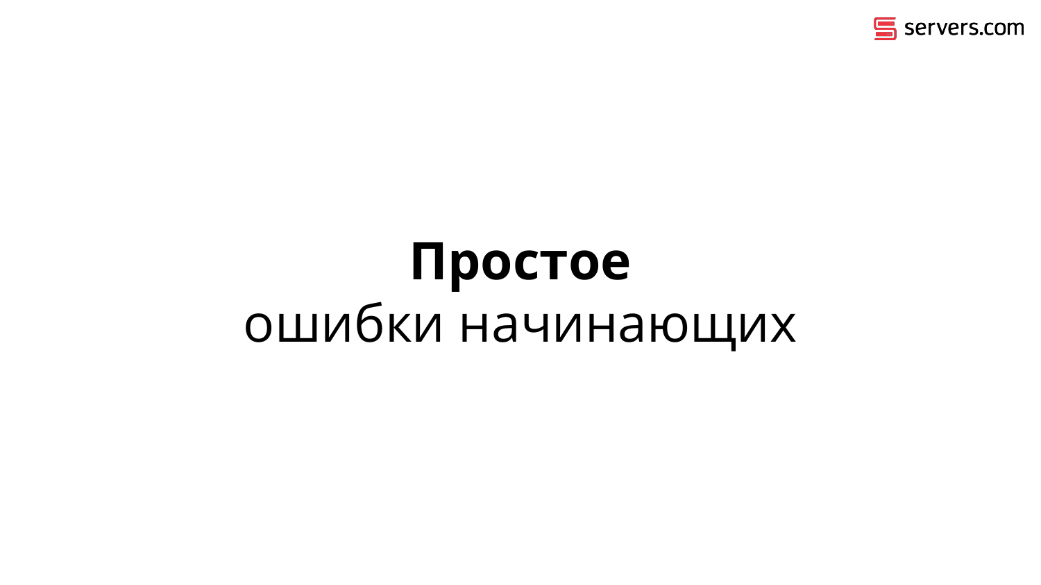# Простое

ошибки начинающих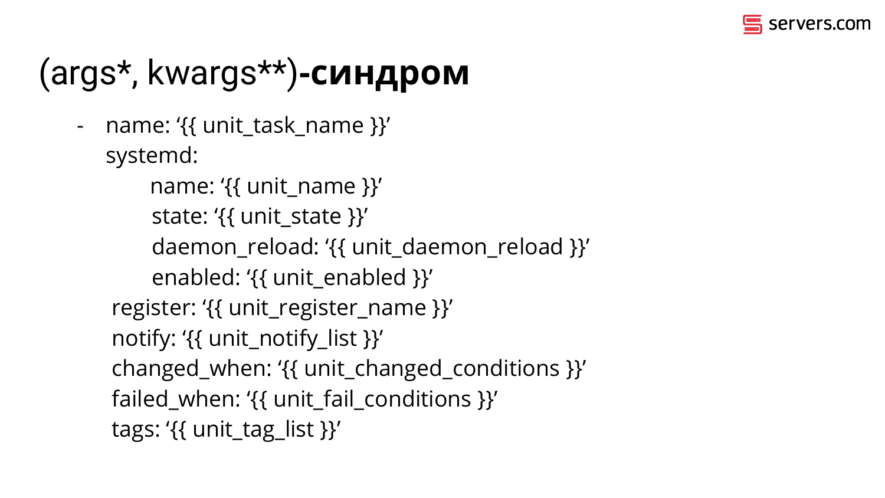# (args*, kwargs**)-**синдром**

```yaml
- name: '{{ unit_task_name }}'
  systemd:
    name: '{{ unit_name }}'
    state: '{{ unit_state }}'
    daemon_reload: '{{ unit_daemon_reload }}'
    enabled: '{{ unit_enabled }}'
  register: '{{ unit_register_name }}'
  notify: '{{ unit_notify_list }}'
  changed_when: '{{ unit_changed_conditions }}'
  failed_when: '{{ unit_fail_conditions }}'
  tags: '{{ unit_tag_list }}'
```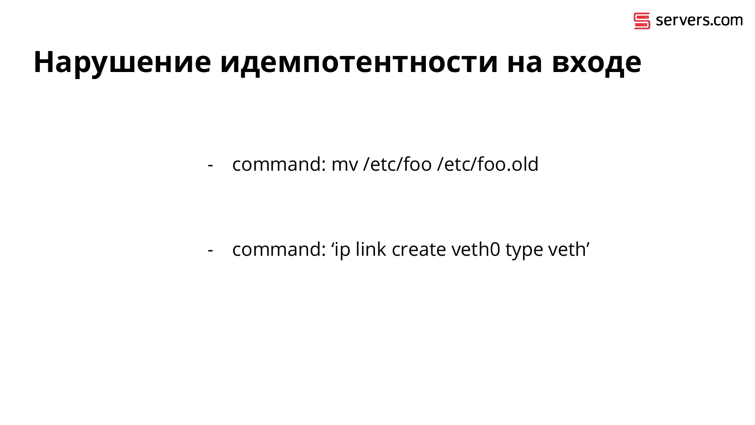# Нарушение идемпотентности на входе

- command: mv /etc/foo /etc/foo.old

- command: ‘ip link create veth0 type veth’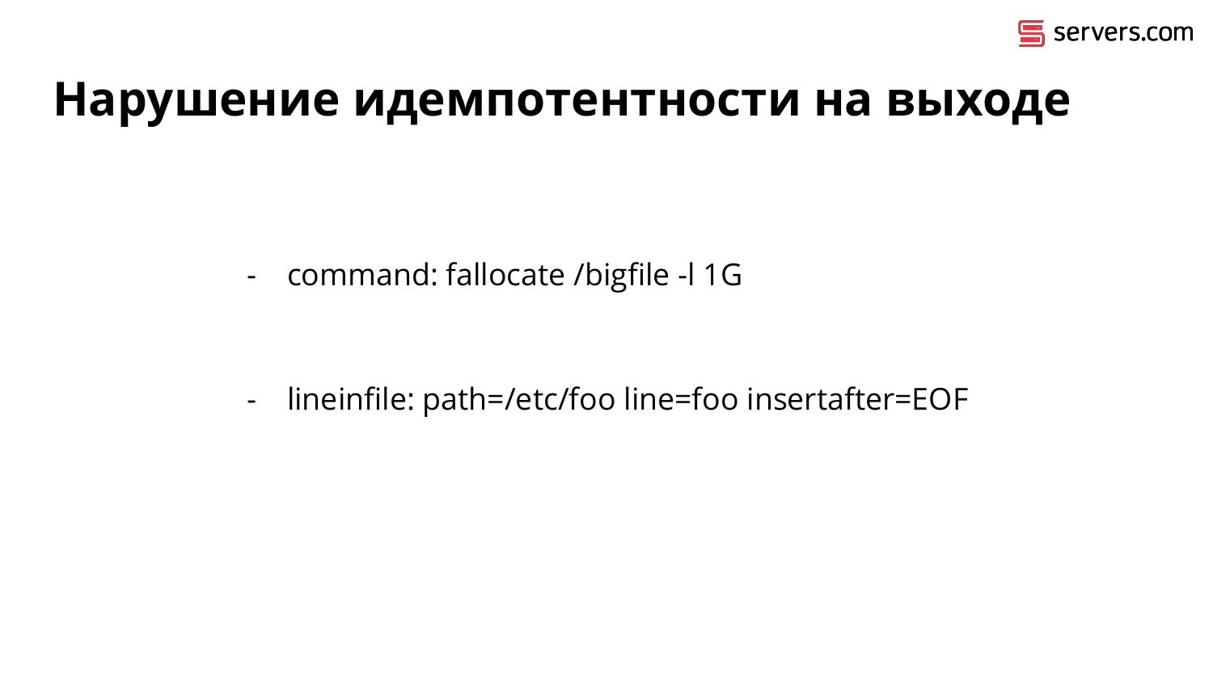# Нарушение идемпотентности на выходе

- command: fallocate /bigfile -l 1G

- lineinfile: path=/etc/foo line=foo insertafter=EOF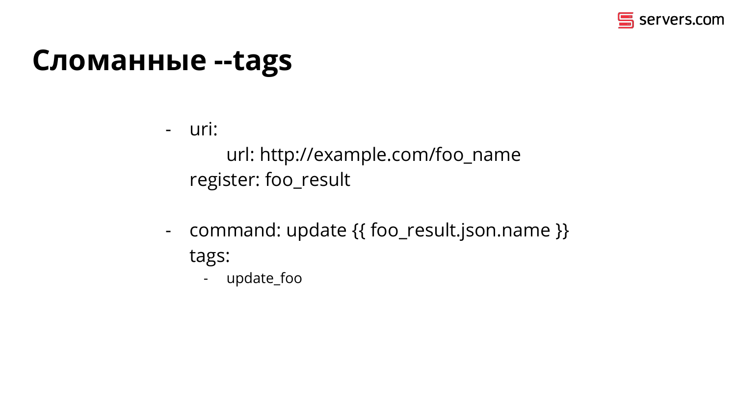# Сломанные --tags

```
- uri:
      url: http://example.com/foo_name
  register: foo_result

- command: update {{ foo_result.json.name }}
  tags:
    - update_foo
```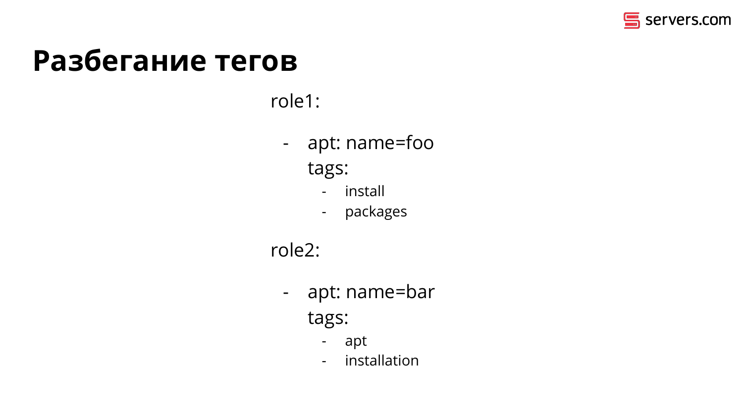# Разбегание тегов

```
role1:

  - apt: name=foo
    tags:
      - install
      - packages

role2:

  - apt: name=bar
    tags:
      - apt
      - installation
```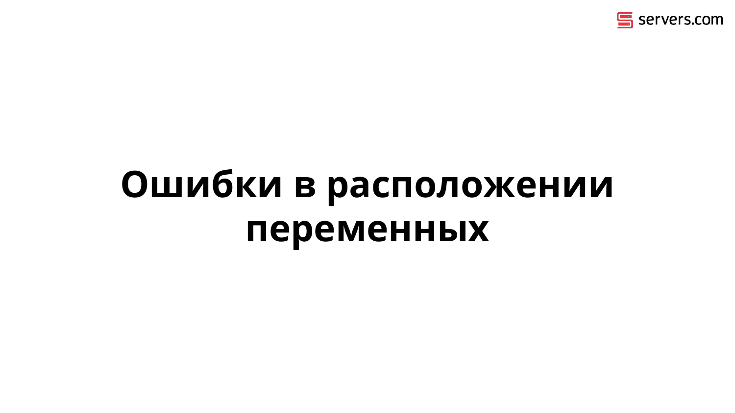# Ошибки в расположении переменных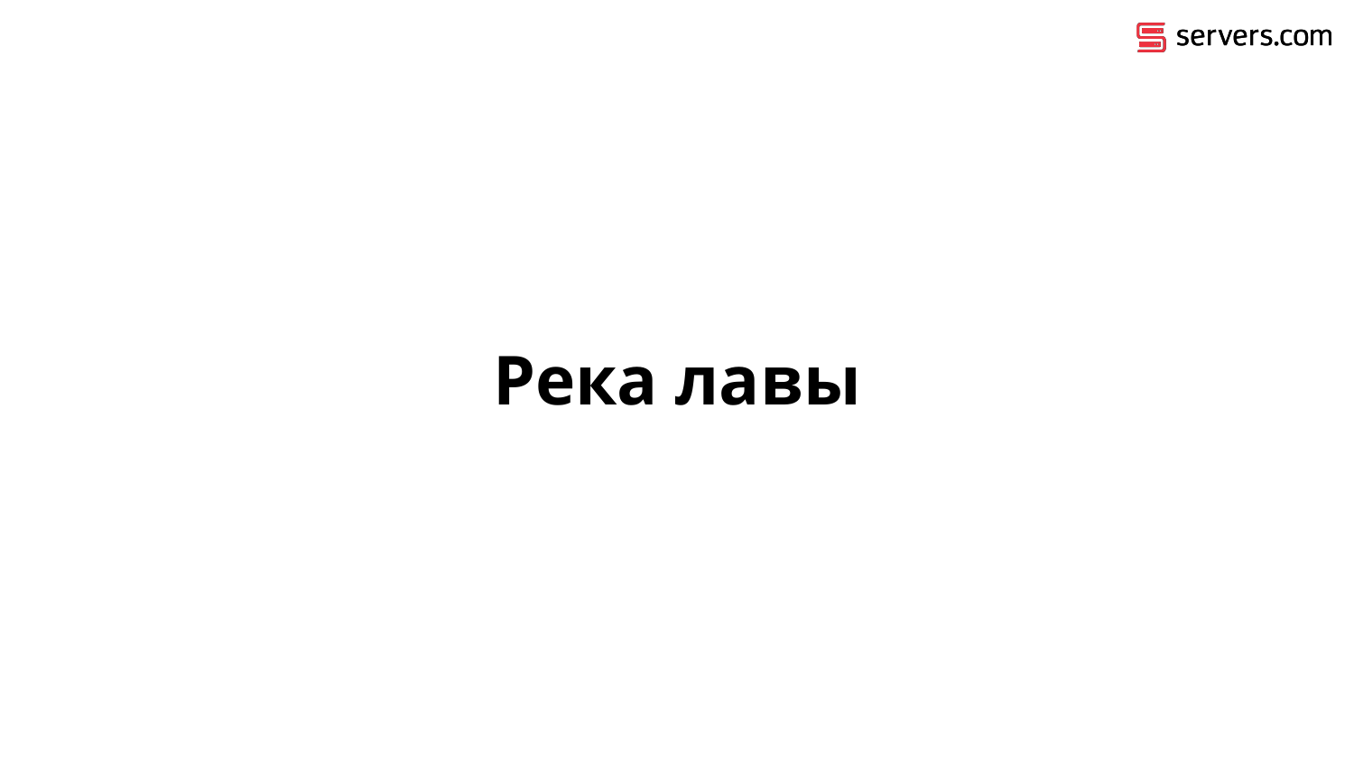# Река лавы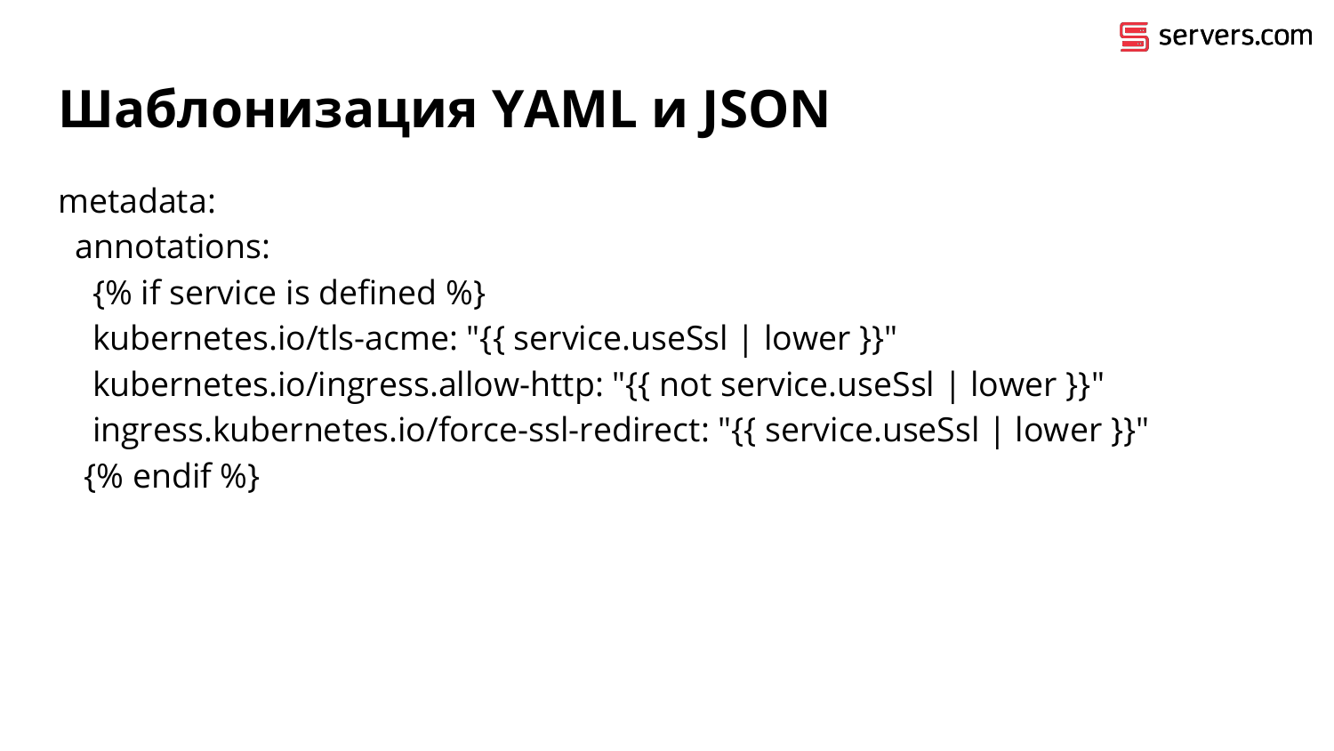# Шаблонизация YAML и JSON

```
metadata:
  annotations:
    {% if service is defined %}
    kubernetes.io/tls-acme: "{{ service.useSsl | lower }}"
    kubernetes.io/ingress.allow-http: "{{ not service.useSsl | lower }}"
    ingress.kubernetes.io/force-ssl-redirect: "{{ service.useSsl | lower }}"
   {% endif %}
```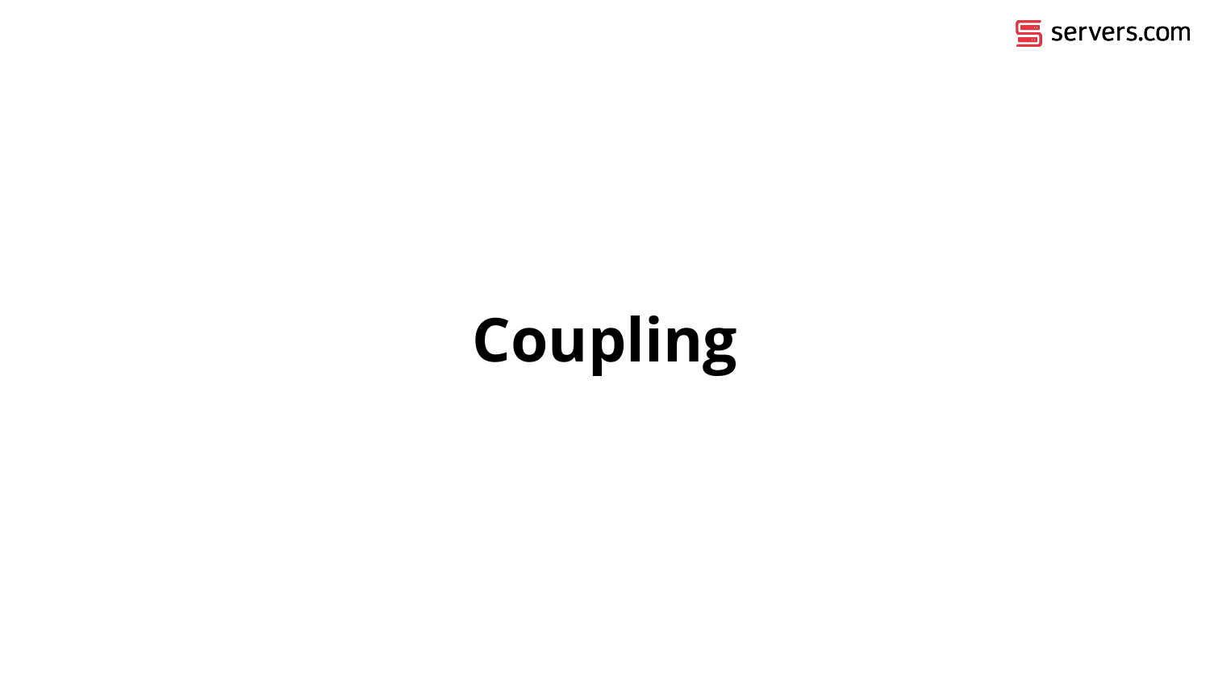# Coupling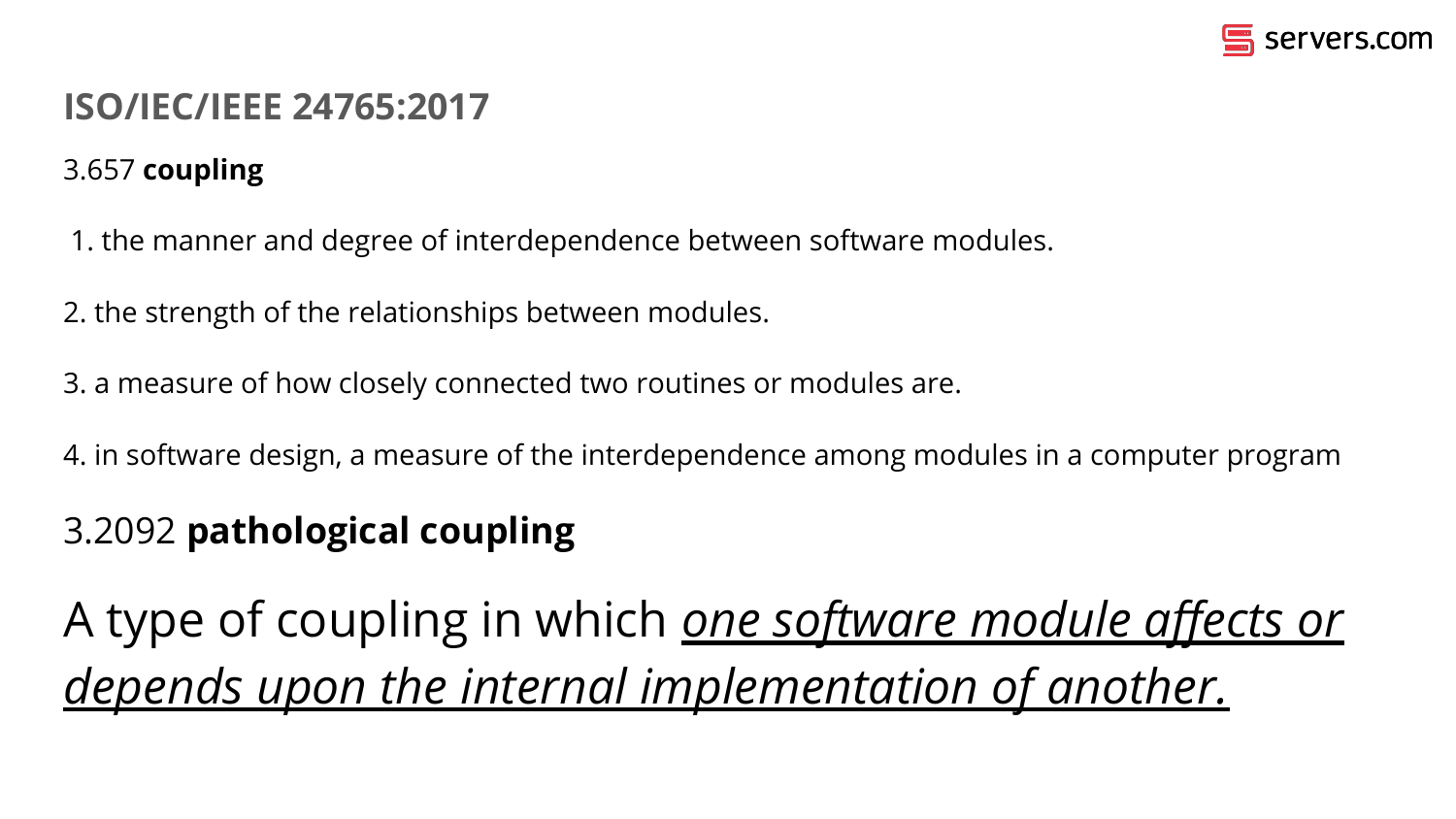## ISO/IEC/IEEE 24765:2017

3.657 **coupling**

1. the manner and degree of interdependence between software modules.
2. the strength of the relationships between modules.
3. a measure of how closely connected two routines or modules are.
4. in software design, a measure of the interdependence among modules in a computer program

### 3.2092 **pathological coupling**

A type of coupling in which *one software module affects or depends upon the internal implementation of another.*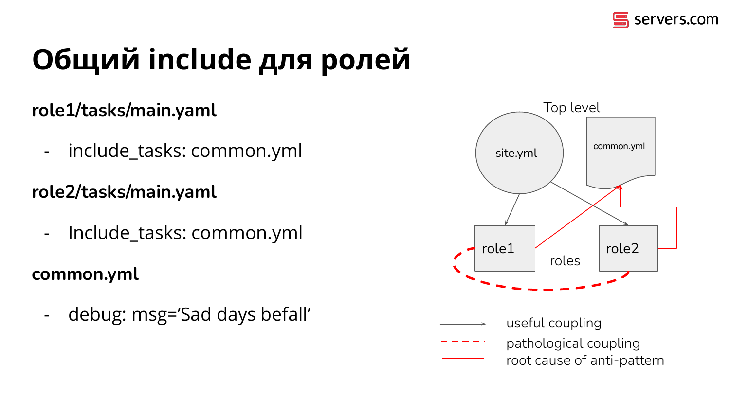# Общий include для ролей

**role1/tasks/main.yaml**

- include_tasks: common.yml

**role2/tasks/main.yaml**

- Include_tasks: common.yml

**common.yml**

- debug: msg='Sad days befall'

Top level

site.yml

common.yml

role1

roles

role2

useful coupling

pathological coupling

root cause of anti-pattern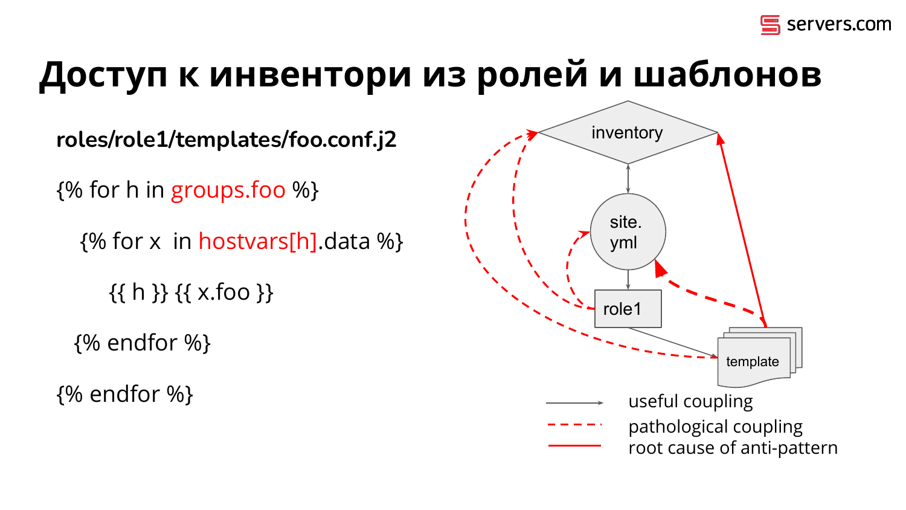# Доступ к инвентори из ролей и шаблонов

**roles/role1/templates/foo.conf.j2**

```
{% for h in groups.foo %}
   {% for x  in hostvars[h].data %}
       {{ h }} {{ x.foo }}
  {% endfor %}
{% endfor %}
```

inventory

site.yml

role1

template

useful coupling

pathological coupling

root cause of anti-pattern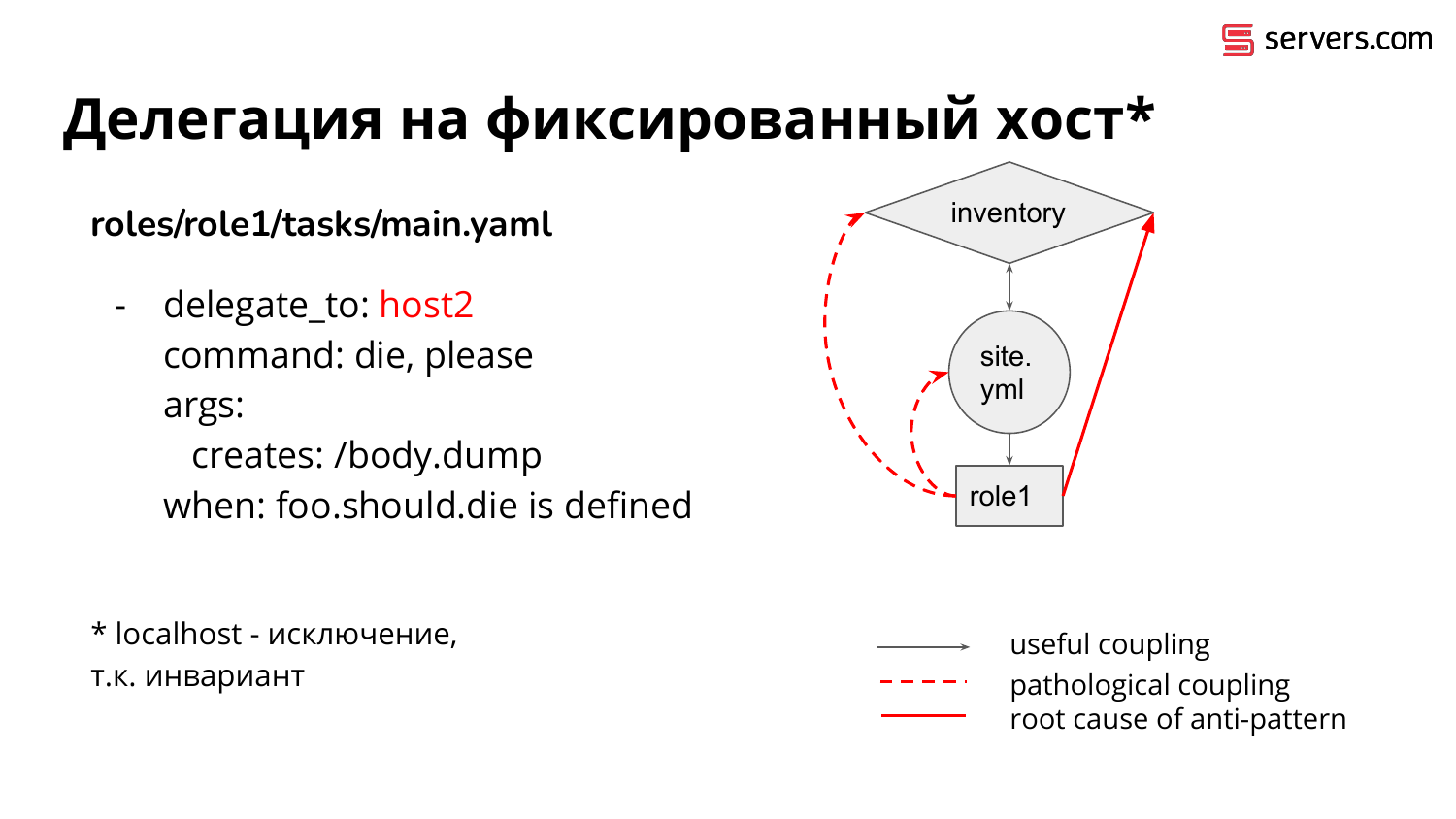# Делегация на фиксированный хост*

**roles/role1/tasks/main.yaml**

```
- delegate_to: host2
  command: die, please
  args:
    creates: /body.dump
  when: foo.should.die is defined
```

inventory

site.yml

role1

useful coupling

pathological coupling

root cause of anti-pattern

\* localhost - исключение, т.к. инвариант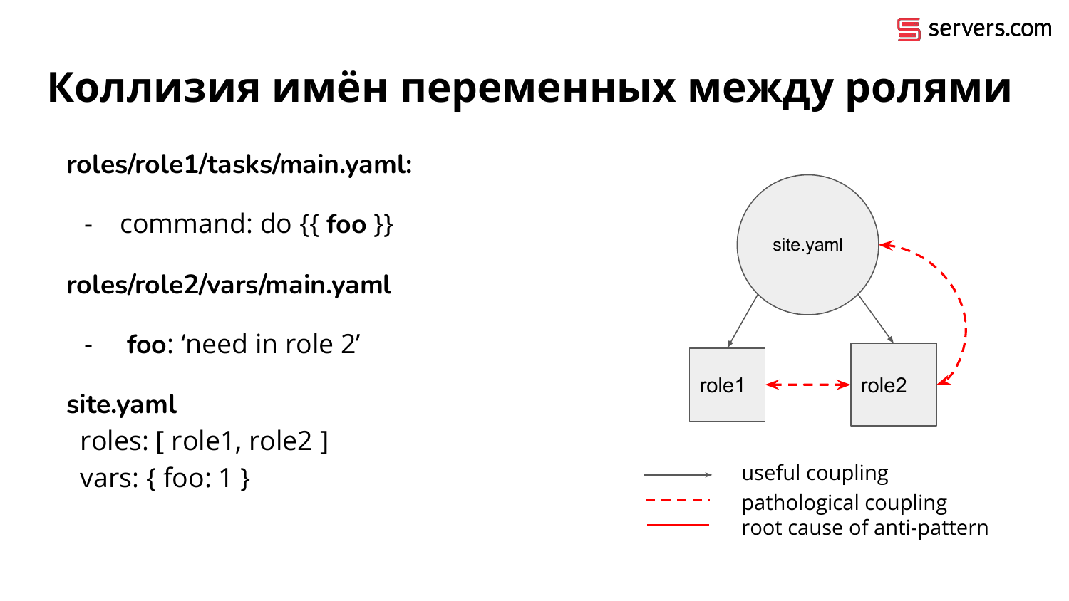# Коллизия имён переменных между ролями

**roles/role1/tasks/main.yaml:**

- command: do {{ **foo** }}

**roles/role2/vars/main.yaml**

- **foo**: ‘need in role 2’

**site.yaml**

roles: [ role1, role2 ]
vars: { foo: 1 }

site.yaml

role1

role2

useful coupling

pathological coupling

root cause of anti-pattern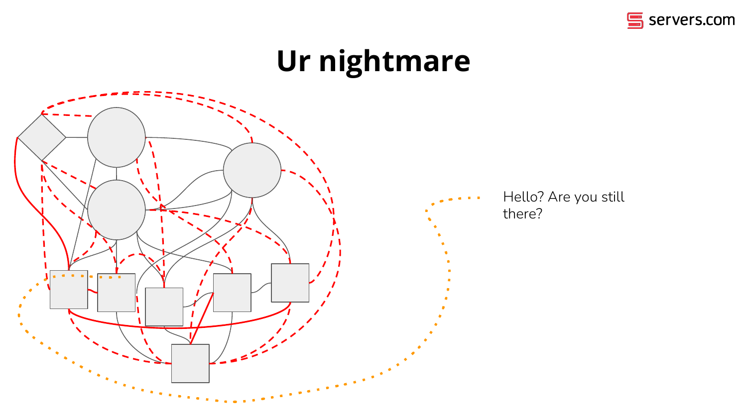# Ur nightmare

Hello? Are you still there?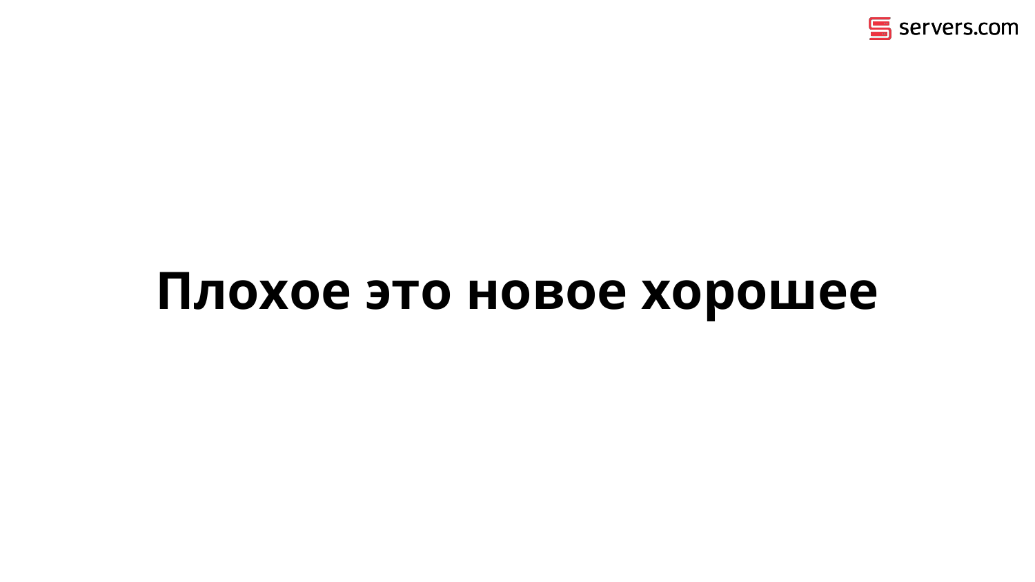# Плохое это новое хорошее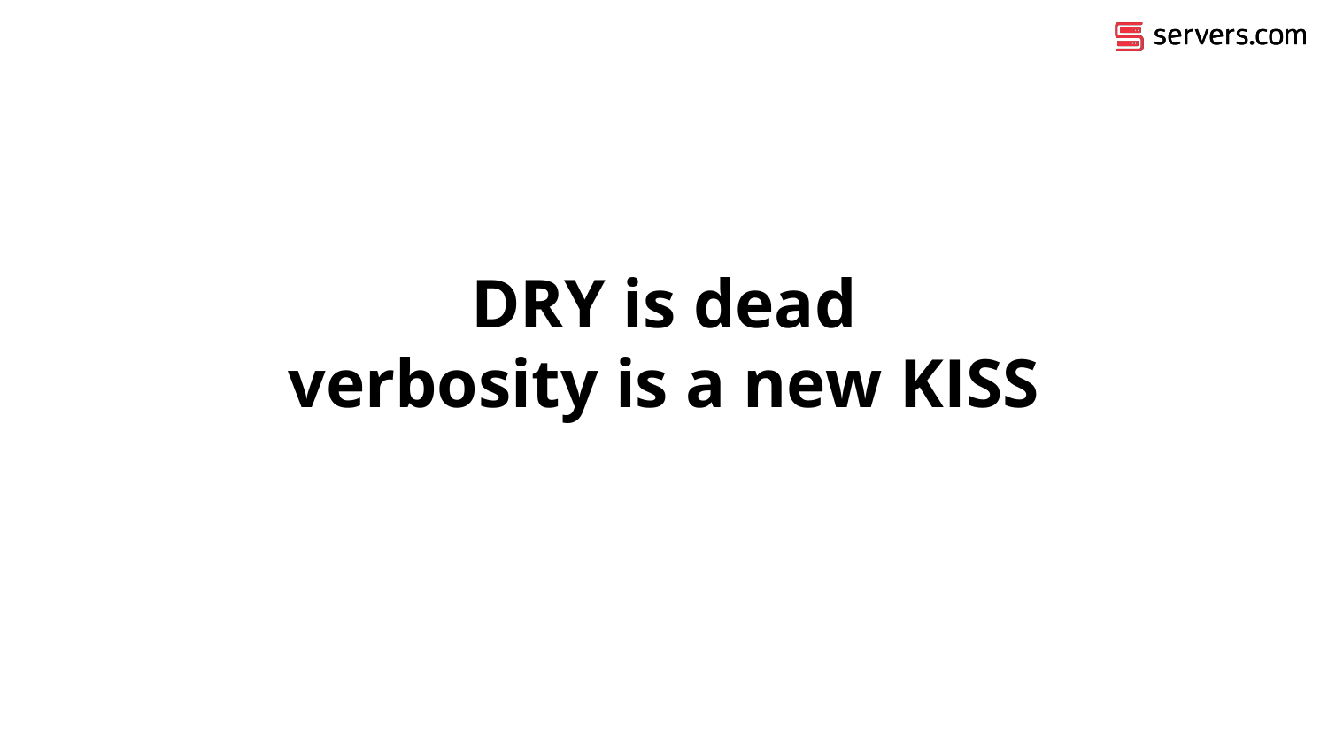# DRY is dead
# verbosity is a new KISS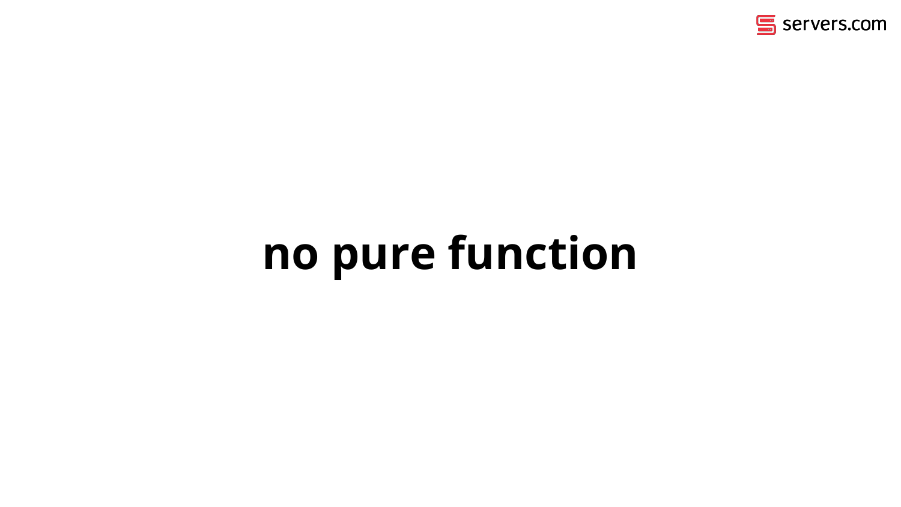# no pure function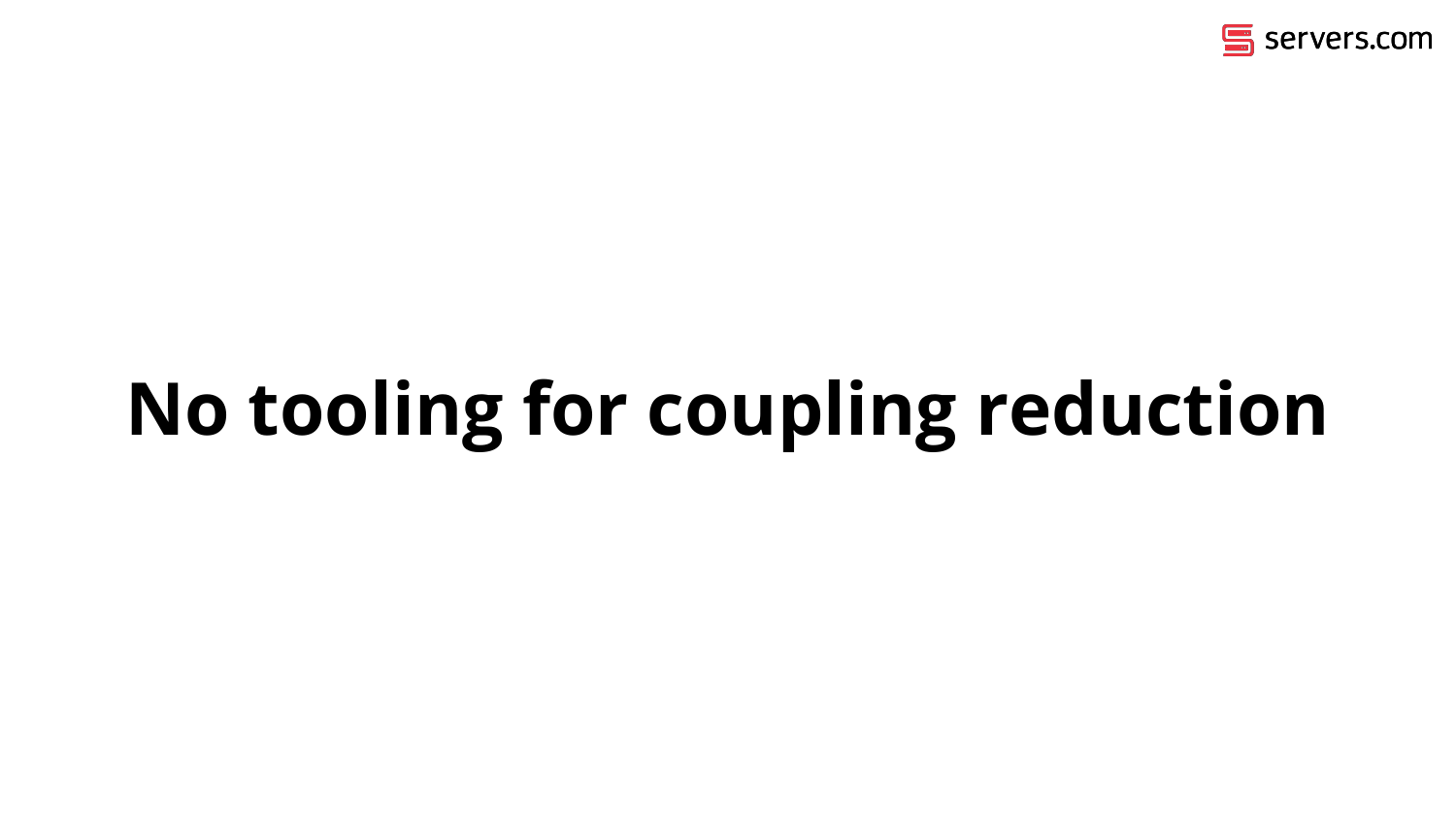# No tooling for coupling reduction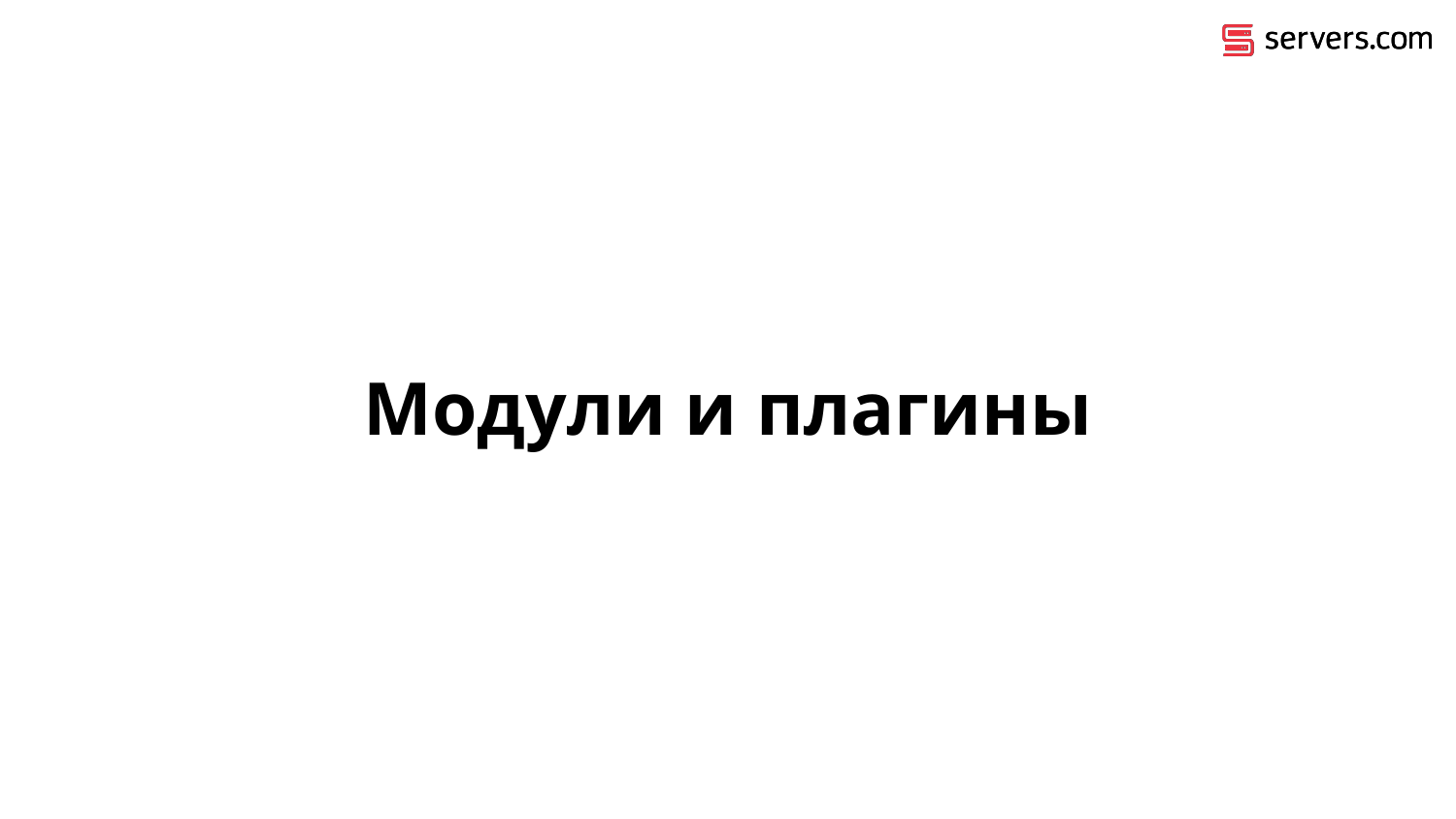# Модули и плагины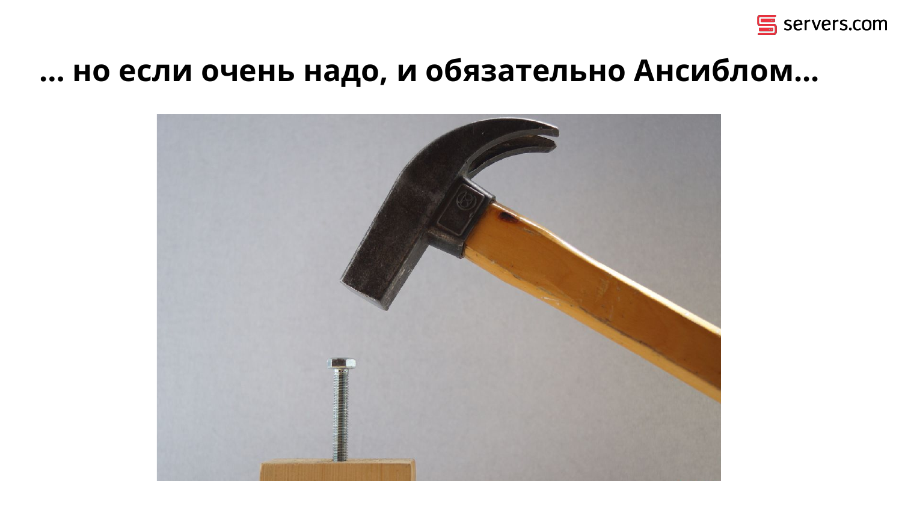# … но если очень надо, и обязательно Ансиблом…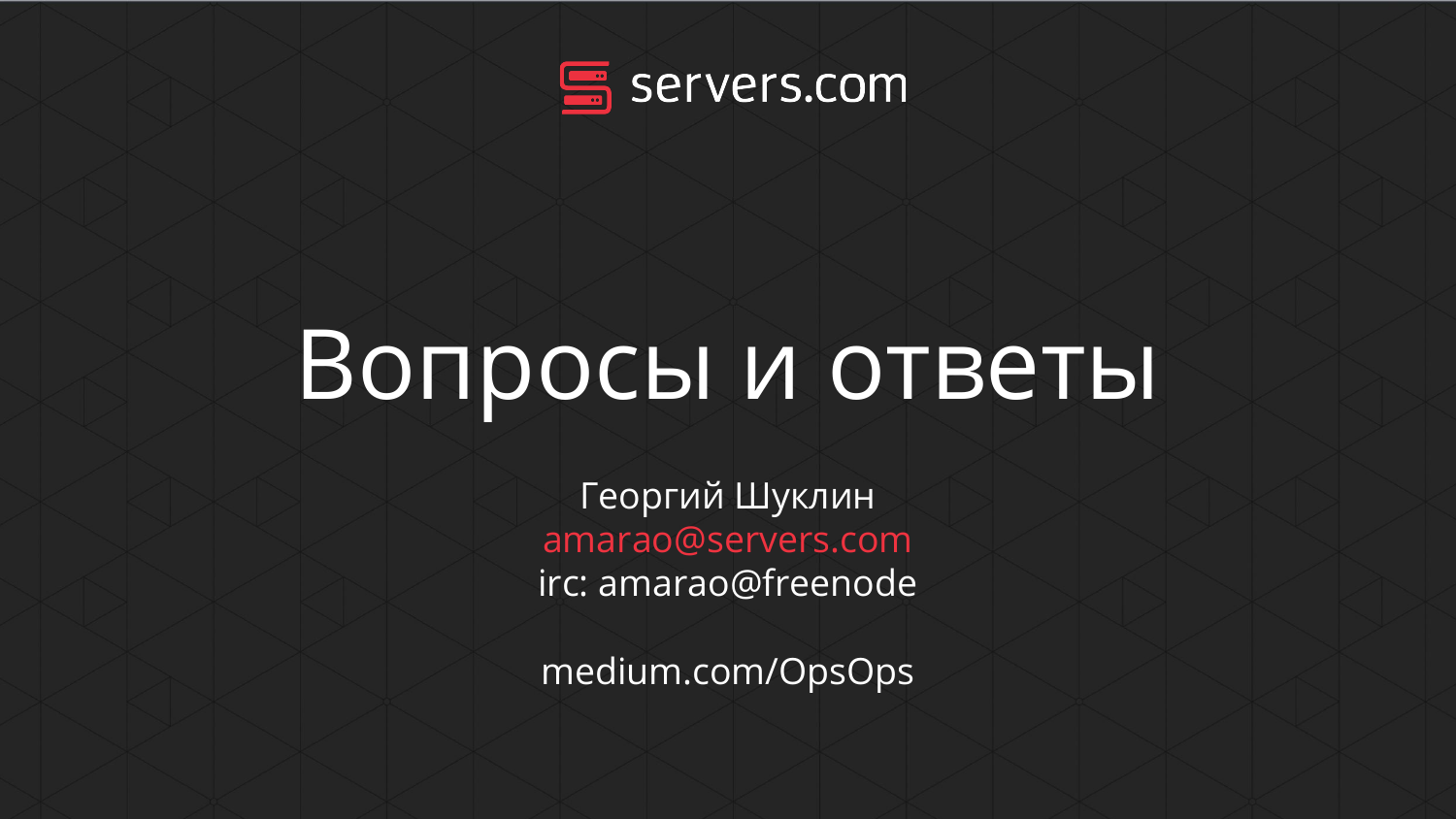servers.com

# Вопросы и ответы

Георгий Шуклин
amarao@servers.com
irc: amarao@freenode

medium.com/OpsOps